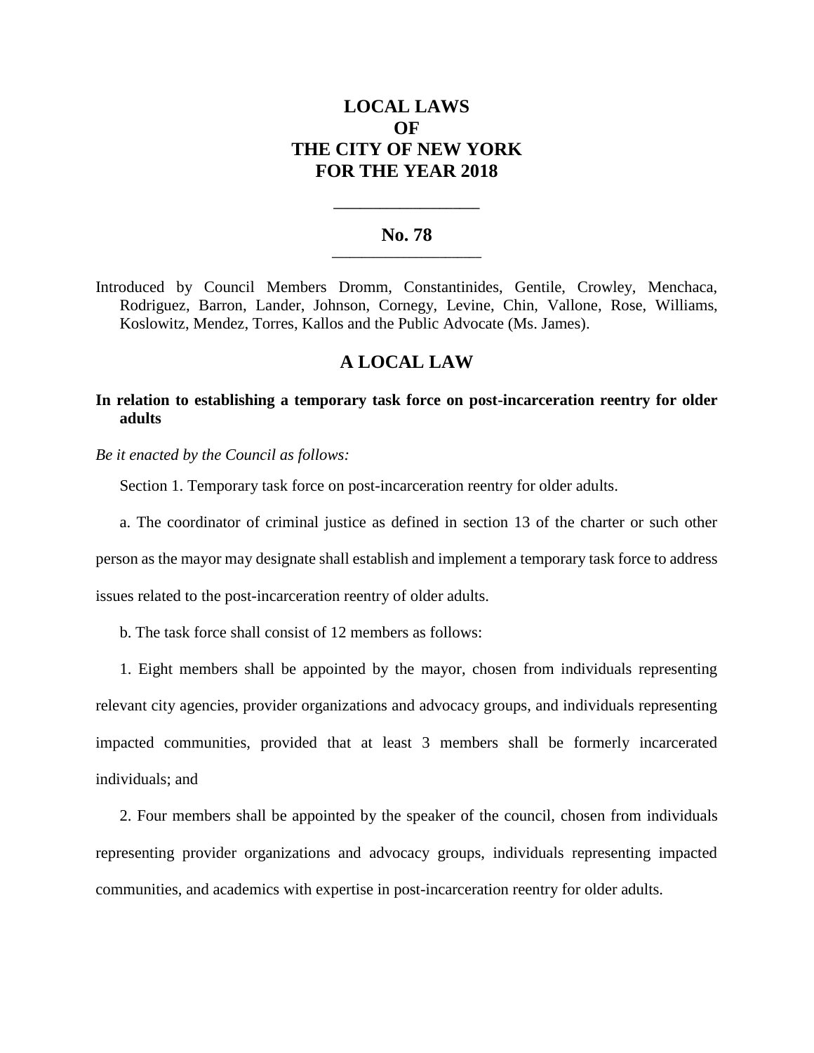# LOCAL LAWS
# OF
# THE CITY OF NEW YORK
# FOR THE YEAR 2018

---

## No. 78

---

Introduced by Council Members Dromm, Constantinides, Gentile, Crowley, Menchaca, Rodriguez, Barron, Lander, Johnson, Cornegy, Levine, Chin, Vallone, Rose, Williams, Koslowitz, Mendez, Torres, Kallos and the Public Advocate (Ms. James).

## A LOCAL LAW

**In relation to establishing a temporary task force on post-incarceration reentry for older adults**

*Be it enacted by the Council as follows:*

Section 1. Temporary task force on post-incarceration reentry for older adults.

a. The coordinator of criminal justice as defined in section 13 of the charter or such other person as the mayor may designate shall establish and implement a temporary task force to address issues related to the post-incarceration reentry of older adults.

b. The task force shall consist of 12 members as follows:

1. Eight members shall be appointed by the mayor, chosen from individuals representing relevant city agencies, provider organizations and advocacy groups, and individuals representing impacted communities, provided that at least 3 members shall be formerly incarcerated individuals; and

2. Four members shall be appointed by the speaker of the council, chosen from individuals representing provider organizations and advocacy groups, individuals representing impacted communities, and academics with expertise in post-incarceration reentry for older adults.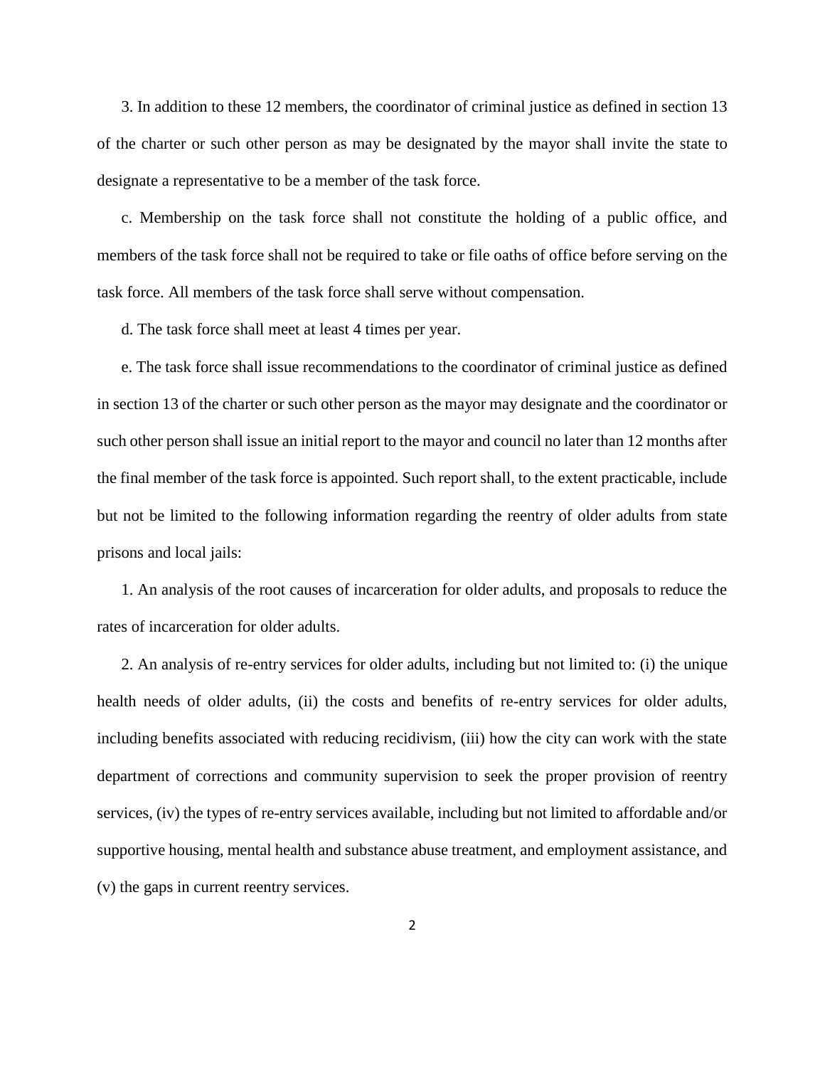3. In addition to these 12 members, the coordinator of criminal justice as defined in section 13 of the charter or such other person as may be designated by the mayor shall invite the state to designate a representative to be a member of the task force.

c. Membership on the task force shall not constitute the holding of a public office, and members of the task force shall not be required to take or file oaths of office before serving on the task force. All members of the task force shall serve without compensation.

d. The task force shall meet at least 4 times per year.

e. The task force shall issue recommendations to the coordinator of criminal justice as defined in section 13 of the charter or such other person as the mayor may designate and the coordinator or such other person shall issue an initial report to the mayor and council no later than 12 months after the final member of the task force is appointed. Such report shall, to the extent practicable, include but not be limited to the following information regarding the reentry of older adults from state prisons and local jails:

1. An analysis of the root causes of incarceration for older adults, and proposals to reduce the rates of incarceration for older adults.

2. An analysis of re-entry services for older adults, including but not limited to: (i) the unique health needs of older adults, (ii) the costs and benefits of re-entry services for older adults, including benefits associated with reducing recidivism, (iii) how the city can work with the state department of corrections and community supervision to seek the proper provision of reentry services, (iv) the types of re-entry services available, including but not limited to affordable and/or supportive housing, mental health and substance abuse treatment, and employment assistance, and (v) the gaps in current reentry services.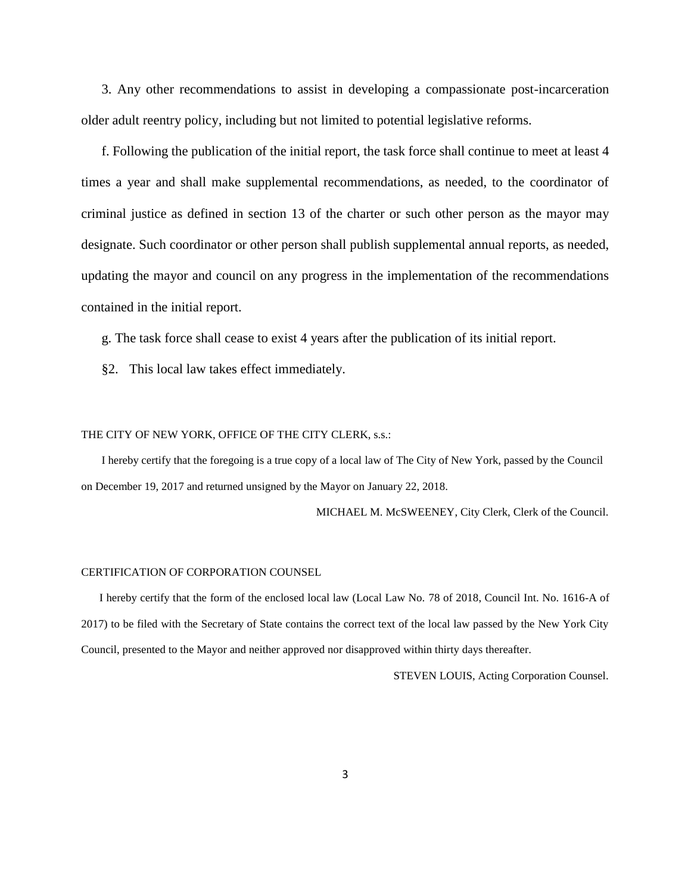3. Any other recommendations to assist in developing a compassionate post-incarceration older adult reentry policy, including but not limited to potential legislative reforms.

f. Following the publication of the initial report, the task force shall continue to meet at least 4 times a year and shall make supplemental recommendations, as needed, to the coordinator of criminal justice as defined in section 13 of the charter or such other person as the mayor may designate. Such coordinator or other person shall publish supplemental annual reports, as needed, updating the mayor and council on any progress in the implementation of the recommendations contained in the initial report.

g. The task force shall cease to exist 4 years after the publication of its initial report.

§2. This local law takes effect immediately.

THE CITY OF NEW YORK, OFFICE OF THE CITY CLERK, s.s.:

I hereby certify that the foregoing is a true copy of a local law of The City of New York, passed by the Council on December 19, 2017 and returned unsigned by the Mayor on January 22, 2018.

MICHAEL M. McSWEENEY, City Clerk, Clerk of the Council.

CERTIFICATION OF CORPORATION COUNSEL

I hereby certify that the form of the enclosed local law (Local Law No. 78 of 2018, Council Int. No. 1616-A of 2017) to be filed with the Secretary of State contains the correct text of the local law passed by the New York City Council, presented to the Mayor and neither approved nor disapproved within thirty days thereafter.

STEVEN LOUIS, Acting Corporation Counsel.